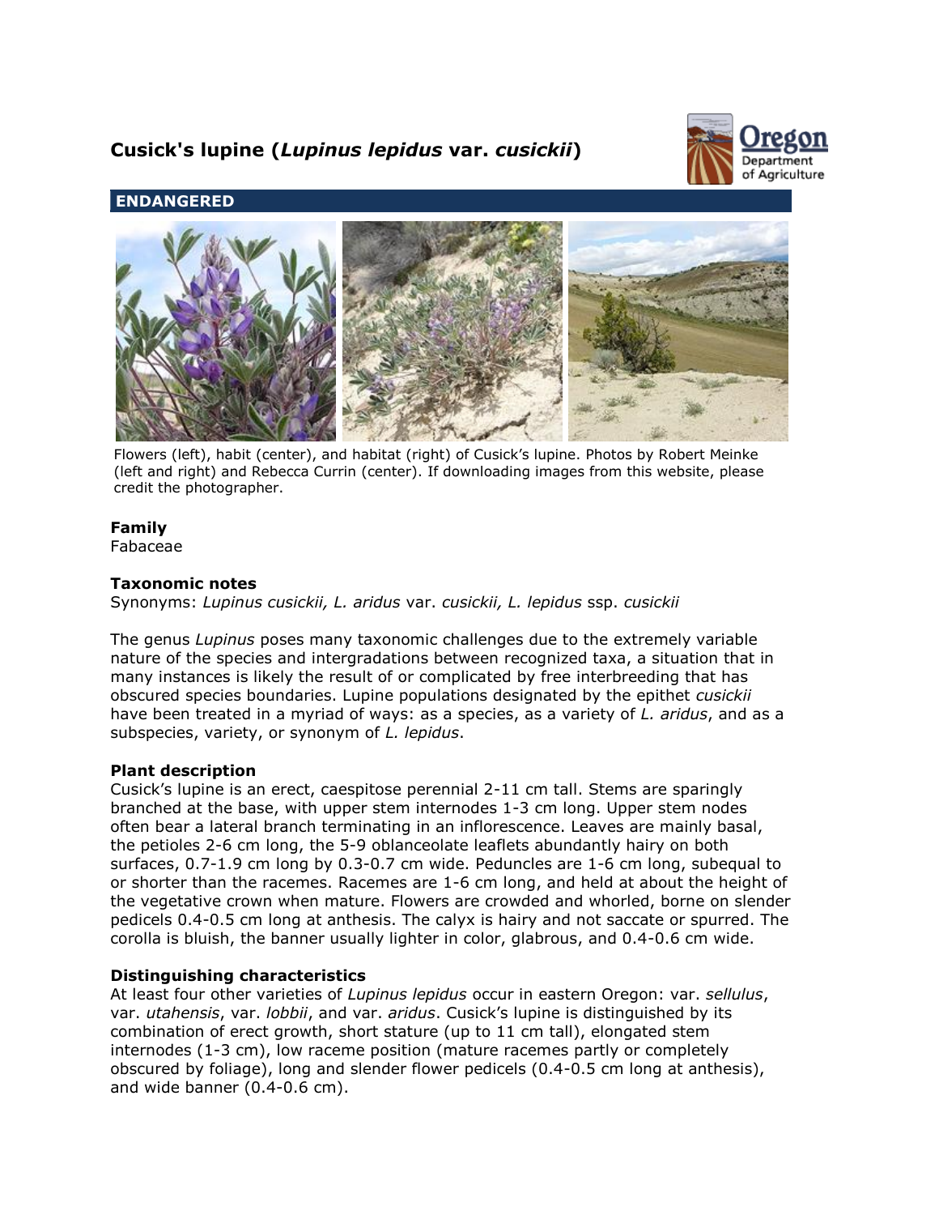# Cusick's lupine (*Lupinus lepidus* var. *cusickii*)

## ENDANGERED

Flowers (left), habit (center), and habitat (right) of Cusick's lupine. Photos by Robert Meinke (left and right) and Rebecca Currin (center). If downloading images from this website, please credit the photographer.

### Family

Fabaceae

### Taxonomic notes

Synonyms: *Lupinus cusickii, L. aridus* var. *cusickii, L. lepidus* ssp. *cusickii*

The genus *Lupinus* poses many taxonomic challenges due to the extremely variable nature of the species and intergradations between recognized taxa, a situation that in many instances is likely the result of or complicated by free interbreeding that has obscured species boundaries. Lupine populations designated by the epithet *cusickii* have been treated in a myriad of ways: as a species, as a variety of *L. aridus*, and as a subspecies, variety, or synonym of *L. lepidus*.

### Plant description

Cusick's lupine is an erect, caespitose perennial 2-11 cm tall. Stems are sparingly branched at the base, with upper stem internodes 1-3 cm long. Upper stem nodes often bear a lateral branch terminating in an inflorescence. Leaves are mainly basal, the petioles 2-6 cm long, the 5-9 oblanceolate leaflets abundantly hairy on both surfaces, 0.7-1.9 cm long by 0.3-0.7 cm wide. Peduncles are 1-6 cm long, subequal to or shorter than the racemes. Racemes are 1-6 cm long, and held at about the height of the vegetative crown when mature. Flowers are crowded and whorled, borne on slender pedicels 0.4-0.5 cm long at anthesis. The calyx is hairy and not saccate or spurred. The corolla is bluish, the banner usually lighter in color, glabrous, and 0.4-0.6 cm wide.

### Distinguishing characteristics

At least four other varieties of *Lupinus lepidus* occur in eastern Oregon: var. *sellulus*, var. *utahensis*, var. *lobbii*, and var. *aridus*. Cusick's lupine is distinguished by its combination of erect growth, short stature (up to 11 cm tall), elongated stem internodes (1-3 cm), low raceme position (mature racemes partly or completely obscured by foliage), long and slender flower pedicels (0.4-0.5 cm long at anthesis), and wide banner (0.4-0.6 cm).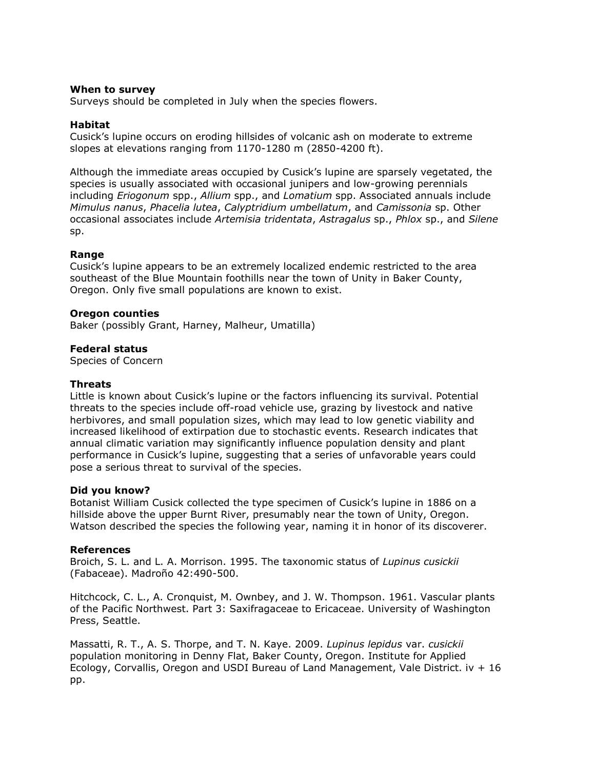**When to survey**

Surveys should be completed in July when the species flowers.

**Habitat**

Cusick's lupine occurs on eroding hillsides of volcanic ash on moderate to extreme slopes at elevations ranging from 1170-1280 m (2850-4200 ft).

Although the immediate areas occupied by Cusick's lupine are sparsely vegetated, the species is usually associated with occasional junipers and low-growing perennials including *Eriogonum* spp., *Allium* spp., and *Lomatium* spp. Associated annuals include *Mimulus nanus*, *Phacelia lutea*, *Calyptridium umbellatum*, and *Camissonia* sp. Other occasional associates include *Artemisia tridentata*, *Astragalus* sp., *Phlox* sp., and *Silene* sp.

**Range**

Cusick's lupine appears to be an extremely localized endemic restricted to the area southeast of the Blue Mountain foothills near the town of Unity in Baker County, Oregon. Only five small populations are known to exist.

**Oregon counties**

Baker (possibly Grant, Harney, Malheur, Umatilla)

**Federal status**

Species of Concern

**Threats**

Little is known about Cusick's lupine or the factors influencing its survival. Potential threats to the species include off-road vehicle use, grazing by livestock and native herbivores, and small population sizes, which may lead to low genetic viability and increased likelihood of extirpation due to stochastic events. Research indicates that annual climatic variation may significantly influence population density and plant performance in Cusick's lupine, suggesting that a series of unfavorable years could pose a serious threat to survival of the species.

**Did you know?**

Botanist William Cusick collected the type specimen of Cusick's lupine in 1886 on a hillside above the upper Burnt River, presumably near the town of Unity, Oregon. Watson described the species the following year, naming it in honor of its discoverer.

**References**

Broich, S. L. and L. A. Morrison. 1995. The taxonomic status of *Lupinus cusickii* (Fabaceae). Madroño 42:490-500.

Hitchcock, C. L., A. Cronquist, M. Ownbey, and J. W. Thompson. 1961. Vascular plants of the Pacific Northwest. Part 3: Saxifragaceae to Ericaceae. University of Washington Press, Seattle.

Massatti, R. T., A. S. Thorpe, and T. N. Kaye. 2009. *Lupinus lepidus* var. *cusickii* population monitoring in Denny Flat, Baker County, Oregon. Institute for Applied Ecology, Corvallis, Oregon and USDI Bureau of Land Management, Vale District. iv + 16 pp.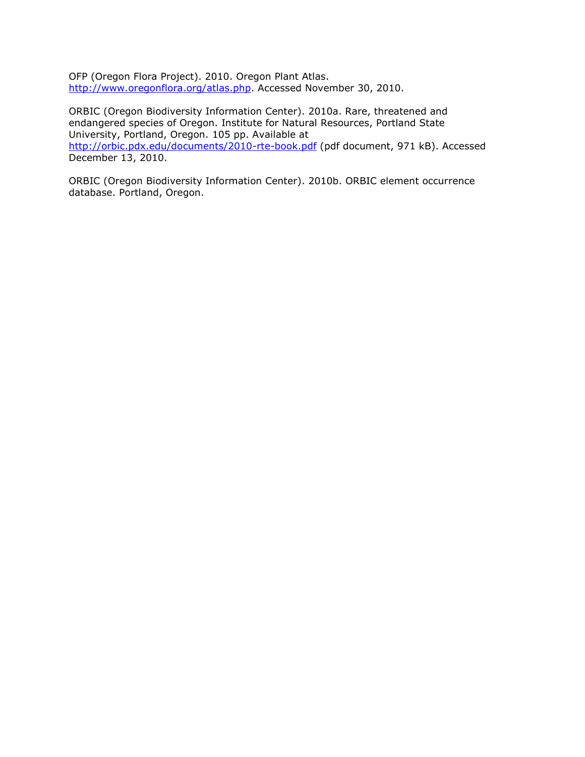OFP (Oregon Flora Project). 2010. Oregon Plant Atlas. http://www.oregonflora.org/atlas.php. Accessed November 30, 2010.

ORBIC (Oregon Biodiversity Information Center). 2010a. Rare, threatened and endangered species of Oregon. Institute for Natural Resources, Portland State University, Portland, Oregon. 105 pp. Available at http://orbic.pdx.edu/documents/2010-rte-book.pdf (pdf document, 971 kB). Accessed December 13, 2010.

ORBIC (Oregon Biodiversity Information Center). 2010b. ORBIC element occurrence database. Portland, Oregon.